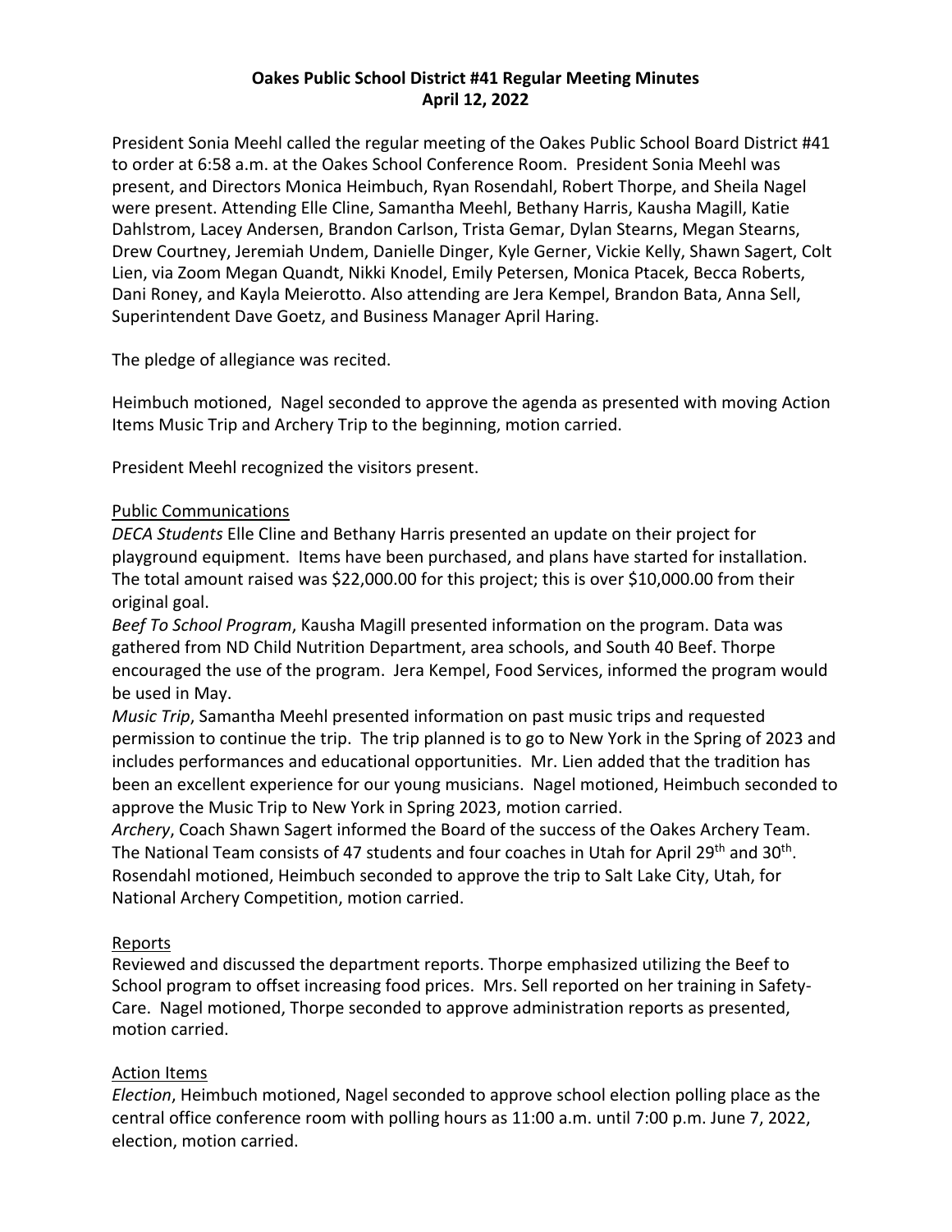# Oakes Public School District #41 Regular Meeting Minutes
## April 12, 2022

President Sonia Meehl called the regular meeting of the Oakes Public School Board District #41 to order at 6:58 a.m. at the Oakes School Conference Room. President Sonia Meehl was present, and Directors Monica Heimbuch, Ryan Rosendahl, Robert Thorpe, and Sheila Nagel were present. Attending Elle Cline, Samantha Meehl, Bethany Harris, Kausha Magill, Katie Dahlstrom, Lacey Andersen, Brandon Carlson, Trista Gemar, Dylan Stearns, Megan Stearns, Drew Courtney, Jeremiah Undem, Danielle Dinger, Kyle Gerner, Vickie Kelly, Shawn Sagert, Colt Lien, via Zoom Megan Quandt, Nikki Knodel, Emily Petersen, Monica Ptacek, Becca Roberts, Dani Roney, and Kayla Meierotto. Also attending are Jera Kempel, Brandon Bata, Anna Sell, Superintendent Dave Goetz, and Business Manager April Haring.

The pledge of allegiance was recited.

Heimbuch motioned, Nagel seconded to approve the agenda as presented with moving Action Items Music Trip and Archery Trip to the beginning, motion carried.

President Meehl recognized the visitors present.

Public Communications

*DECA Students* Elle Cline and Bethany Harris presented an update on their project for playground equipment. Items have been purchased, and plans have started for installation. The total amount raised was $22,000.00 for this project; this is over $10,000.00 from their original goal.

*Beef To School Program*, Kausha Magill presented information on the program. Data was gathered from ND Child Nutrition Department, area schools, and South 40 Beef. Thorpe encouraged the use of the program. Jera Kempel, Food Services, informed the program would be used in May.

*Music Trip*, Samantha Meehl presented information on past music trips and requested permission to continue the trip. The trip planned is to go to New York in the Spring of 2023 and includes performances and educational opportunities. Mr. Lien added that the tradition has been an excellent experience for our young musicians. Nagel motioned, Heimbuch seconded to approve the Music Trip to New York in Spring 2023, motion carried.

*Archery*, Coach Shawn Sagert informed the Board of the success of the Oakes Archery Team. The National Team consists of 47 students and four coaches in Utah for April 29th and 30th. Rosendahl motioned, Heimbuch seconded to approve the trip to Salt Lake City, Utah, for National Archery Competition, motion carried.

Reports

Reviewed and discussed the department reports. Thorpe emphasized utilizing the Beef to School program to offset increasing food prices. Mrs. Sell reported on her training in Safety-Care. Nagel motioned, Thorpe seconded to approve administration reports as presented, motion carried.

Action Items

*Election*, Heimbuch motioned, Nagel seconded to approve school election polling place as the central office conference room with polling hours as 11:00 a.m. until 7:00 p.m. June 7, 2022, election, motion carried.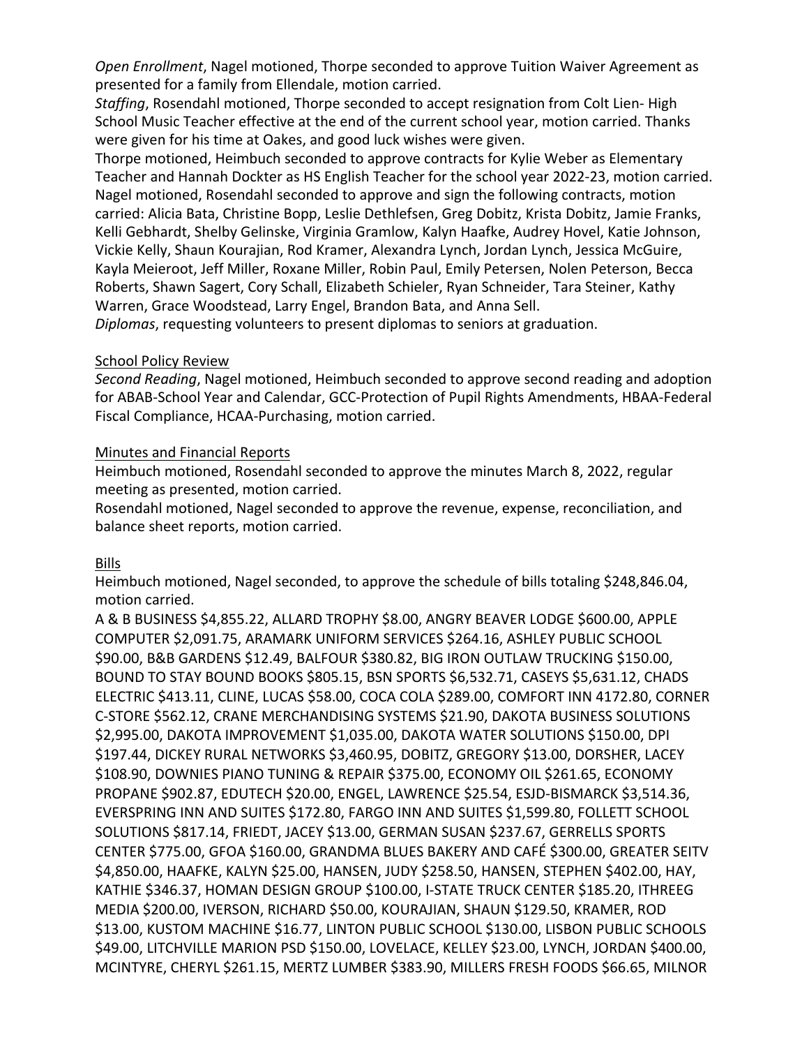*Open Enrollment*, Nagel motioned, Thorpe seconded to approve Tuition Waiver Agreement as presented for a family from Ellendale, motion carried.
*Staffing*, Rosendahl motioned, Thorpe seconded to accept resignation from Colt Lien- High School Music Teacher effective at the end of the current school year, motion carried. Thanks were given for his time at Oakes, and good luck wishes were given.
Thorpe motioned, Heimbuch seconded to approve contracts for Kylie Weber as Elementary Teacher and Hannah Dockter as HS English Teacher for the school year 2022-23, motion carried.
Nagel motioned, Rosendahl seconded to approve and sign the following contracts, motion carried: Alicia Bata, Christine Bopp, Leslie Dethlefsen, Greg Dobitz, Krista Dobitz, Jamie Franks, Kelli Gebhardt, Shelby Gelinske, Virginia Gramlow, Kalyn Haafke, Audrey Hovel, Katie Johnson, Vickie Kelly, Shaun Kourajian, Rod Kramer, Alexandra Lynch, Jordan Lynch, Jessica McGuire, Kayla Meieroot, Jeff Miller, Roxane Miller, Robin Paul, Emily Petersen, Nolen Peterson, Becca Roberts, Shawn Sagert, Cory Schall, Elizabeth Schieler, Ryan Schneider, Tara Steiner, Kathy Warren, Grace Woodstead, Larry Engel, Brandon Bata, and Anna Sell.
*Diplomas*, requesting volunteers to present diplomas to seniors at graduation.

School Policy Review
*Second Reading*, Nagel motioned, Heimbuch seconded to approve second reading and adoption for ABAB-School Year and Calendar, GCC-Protection of Pupil Rights Amendments, HBAA-Federal Fiscal Compliance, HCAA-Purchasing, motion carried.

Minutes and Financial Reports
Heimbuch motioned, Rosendahl seconded to approve the minutes March 8, 2022, regular meeting as presented, motion carried.
Rosendahl motioned, Nagel seconded to approve the revenue, expense, reconciliation, and balance sheet reports, motion carried.

Bills
Heimbuch motioned, Nagel seconded, to approve the schedule of bills totaling $248,846.04, motion carried.
A & B BUSINESS $4,855.22, ALLARD TROPHY $8.00, ANGRY BEAVER LODGE $600.00, APPLE COMPUTER $2,091.75, ARAMARK UNIFORM SERVICES $264.16, ASHLEY PUBLIC SCHOOL $90.00, B&B GARDENS $12.49, BALFOUR $380.82, BIG IRON OUTLAW TRUCKING $150.00, BOUND TO STAY BOUND BOOKS $805.15, BSN SPORTS $6,532.71, CASEYS $5,631.12, CHADS ELECTRIC $413.11, CLINE, LUCAS $58.00, COCA COLA $289.00, COMFORT INN 4172.80, CORNER C-STORE $562.12, CRANE MERCHANDISING SYSTEMS $21.90, DAKOTA BUSINESS SOLUTIONS $2,995.00, DAKOTA IMPROVEMENT $1,035.00, DAKOTA WATER SOLUTIONS $150.00, DPI $197.44, DICKEY RURAL NETWORKS $3,460.95, DOBITZ, GREGORY $13.00, DORSHER, LACEY $108.90, DOWNIES PIANO TUNING & REPAIR $375.00, ECONOMY OIL $261.65, ECONOMY PROPANE $902.87, EDUTECH $20.00, ENGEL, LAWRENCE $25.54, ESJD-BISMARCK $3,514.36, EVERSPRING INN AND SUITES $172.80, FARGO INN AND SUITES $1,599.80, FOLLETT SCHOOL SOLUTIONS $817.14, FRIEDT, JACEY $13.00, GERMAN SUSAN $237.67, GERRELLS SPORTS CENTER $775.00, GFOA $160.00, GRANDMA BLUES BAKERY AND CAFÉ $300.00, GREATER SEITV $4,850.00, HAAFKE, KALYN $25.00, HANSEN, JUDY $258.50, HANSEN, STEPHEN $402.00, HAY, KATHIE $346.37, HOMAN DESIGN GROUP $100.00, I-STATE TRUCK CENTER $185.20, ITHREEG MEDIA $200.00, IVERSON, RICHARD $50.00, KOURAJIAN, SHAUN $129.50, KRAMER, ROD $13.00, KUSTOM MACHINE $16.77, LINTON PUBLIC SCHOOL $130.00, LISBON PUBLIC SCHOOLS $49.00, LITCHVILLE MARION PSD $150.00, LOVELACE, KELLEY $23.00, LYNCH, JORDAN $400.00, MCINTYRE, CHERYL $261.15, MERTZ LUMBER $383.90, MILLERS FRESH FOODS $66.65, MILNOR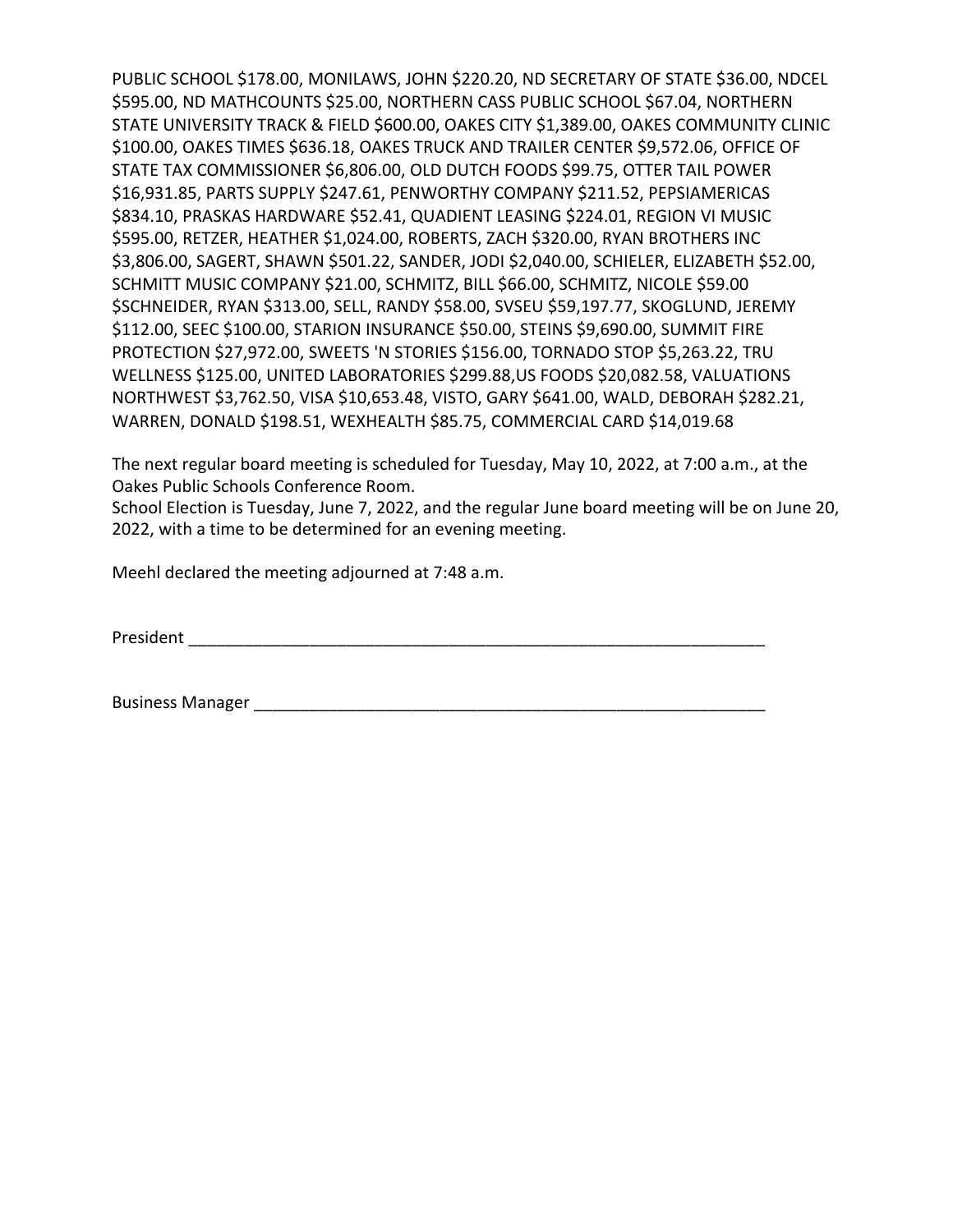PUBLIC SCHOOL $178.00, MONILAWS, JOHN $220.20, ND SECRETARY OF STATE $36.00, NDCEL $595.00, ND MATHCOUNTS $25.00, NORTHERN CASS PUBLIC SCHOOL $67.04, NORTHERN STATE UNIVERSITY TRACK & FIELD $600.00, OAKES CITY $1,389.00, OAKES COMMUNITY CLINIC $100.00, OAKES TIMES $636.18, OAKES TRUCK AND TRAILER CENTER $9,572.06, OFFICE OF STATE TAX COMMISSIONER $6,806.00, OLD DUTCH FOODS $99.75, OTTER TAIL POWER $16,931.85, PARTS SUPPLY $247.61, PENWORTHY COMPANY $211.52, PEPSIAMERICAS $834.10, PRASKAS HARDWARE $52.41, QUADIENT LEASING $224.01, REGION VI MUSIC $595.00, RETZER, HEATHER $1,024.00, ROBERTS, ZACH $320.00, RYAN BROTHERS INC $3,806.00, SAGERT, SHAWN $501.22, SANDER, JODI $2,040.00, SCHIELER, ELIZABETH $52.00, SCHMITT MUSIC COMPANY $21.00, SCHMITZ, BILL $66.00, SCHMITZ, NICOLE $59.00 $SCHNEIDER, RYAN $313.00, SELL, RANDY $58.00, SVSEU $59,197.77, SKOGLUND, JEREMY $112.00, SEEC $100.00, STARION INSURANCE $50.00, STEINS $9,690.00, SUMMIT FIRE PROTECTION $27,972.00, SWEETS 'N STORIES $156.00, TORNADO STOP $5,263.22, TRU WELLNESS $125.00, UNITED LABORATORIES $299.88,US FOODS $20,082.58, VALUATIONS NORTHWEST $3,762.50, VISA $10,653.48, VISTO, GARY $641.00, WALD, DEBORAH $282.21, WARREN, DONALD $198.51, WEXHEALTH $85.75, COMMERCIAL CARD $14,019.68

The next regular board meeting is scheduled for Tuesday, May 10, 2022, at 7:00 a.m., at the Oakes Public Schools Conference Room.
School Election is Tuesday, June 7, 2022, and the regular June board meeting will be on June 20, 2022, with a time to be determined for an evening meeting.

Meehl declared the meeting adjourned at 7:48 a.m.

President ______________________________________________________________

Business Manager _______________________________________________________